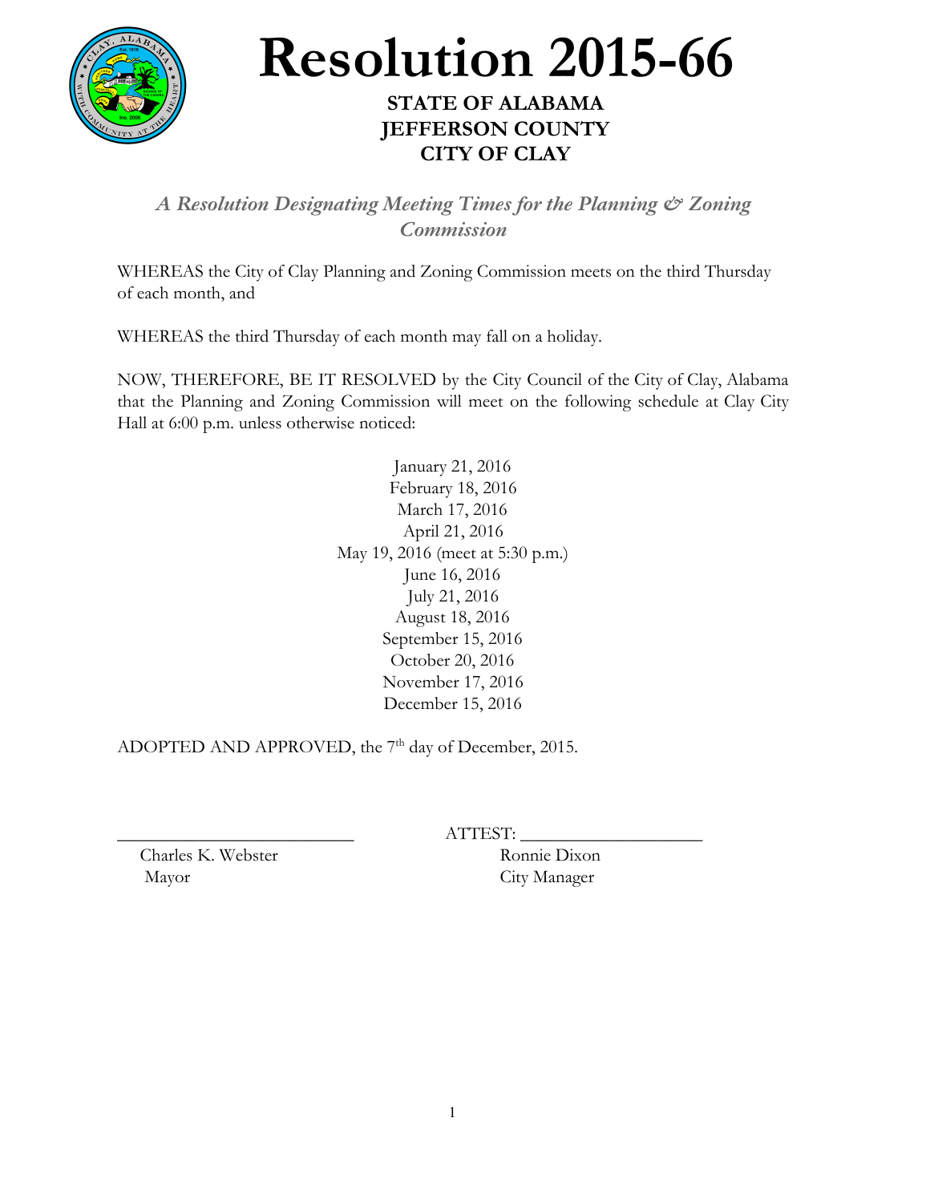# Resolution 2015-66

**STATE OF ALABAMA**
**JEFFERSON COUNTY**
**CITY OF CLAY**

***A Resolution Designating Meeting Times for the Planning & Zoning Commission***

WHEREAS the City of Clay Planning and Zoning Commission meets on the third Thursday of each month, and

WHEREAS the third Thursday of each month may fall on a holiday.

NOW, THEREFORE, BE IT RESOLVED by the City Council of the City of Clay, Alabama that the Planning and Zoning Commission will meet on the following schedule at Clay City Hall at 6:00 p.m. unless otherwise noticed:

January 21, 2016
February 18, 2016
March 17, 2016
April 21, 2016
May 19, 2016 (meet at 5:30 p.m.)
June 16, 2016
July 21, 2016
August 18, 2016
September 15, 2016
October 20, 2016
November 17, 2016
December 15, 2016

ADOPTED AND APPROVED, the 7th day of December, 2015.

\_\_\_\_\_\_\_\_\_\_\_\_\_\_\_\_\_\_\_\_\_\_\_\_\_\_
Charles K. Webster
Mayor

ATTEST: \_\_\_\_\_\_\_\_\_\_\_\_\_\_\_\_\_\_\_\_
Ronnie Dixon
City Manager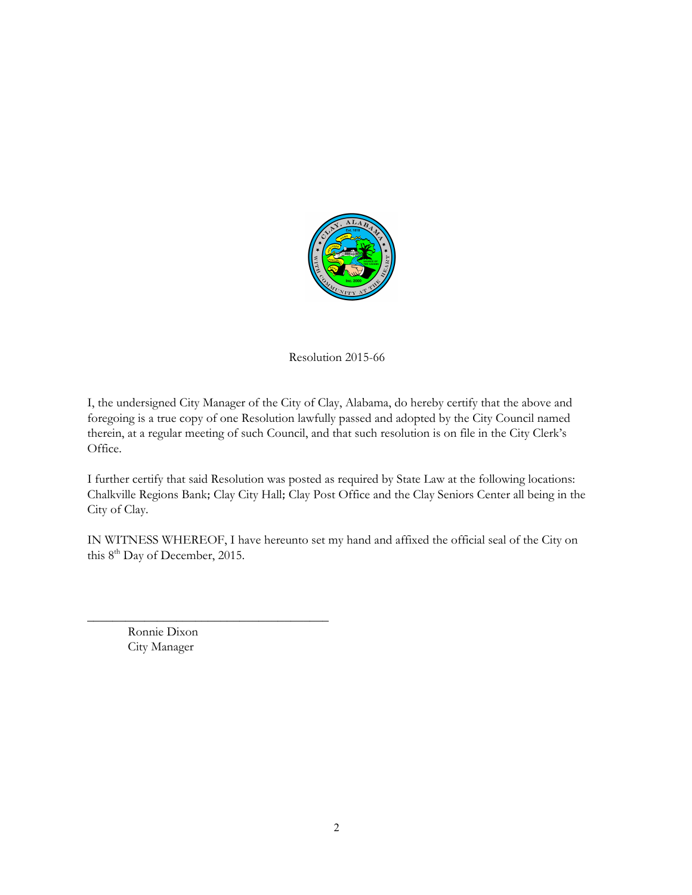Resolution 2015-66

I, the undersigned City Manager of the City of Clay, Alabama, do hereby certify that the above and foregoing is a true copy of one Resolution lawfully passed and adopted by the City Council named therein, at a regular meeting of such Council, and that such resolution is on file in the City Clerk's Office.

I further certify that said Resolution was posted as required by State Law at the following locations: Chalkville Regions Bank; Clay City Hall; Clay Post Office and the Clay Seniors Center all being in the City of Clay.

IN WITNESS WHEREOF, I have hereunto set my hand and affixed the official seal of the City on this 8th Day of December, 2015.

\_\_\_\_\_\_\_\_\_\_\_\_\_\_\_\_\_\_\_\_\_\_\_\_\_\_\_\_\_\_\_\_\_\_\_\_\_\_\_\_

Ronnie Dixon
City Manager